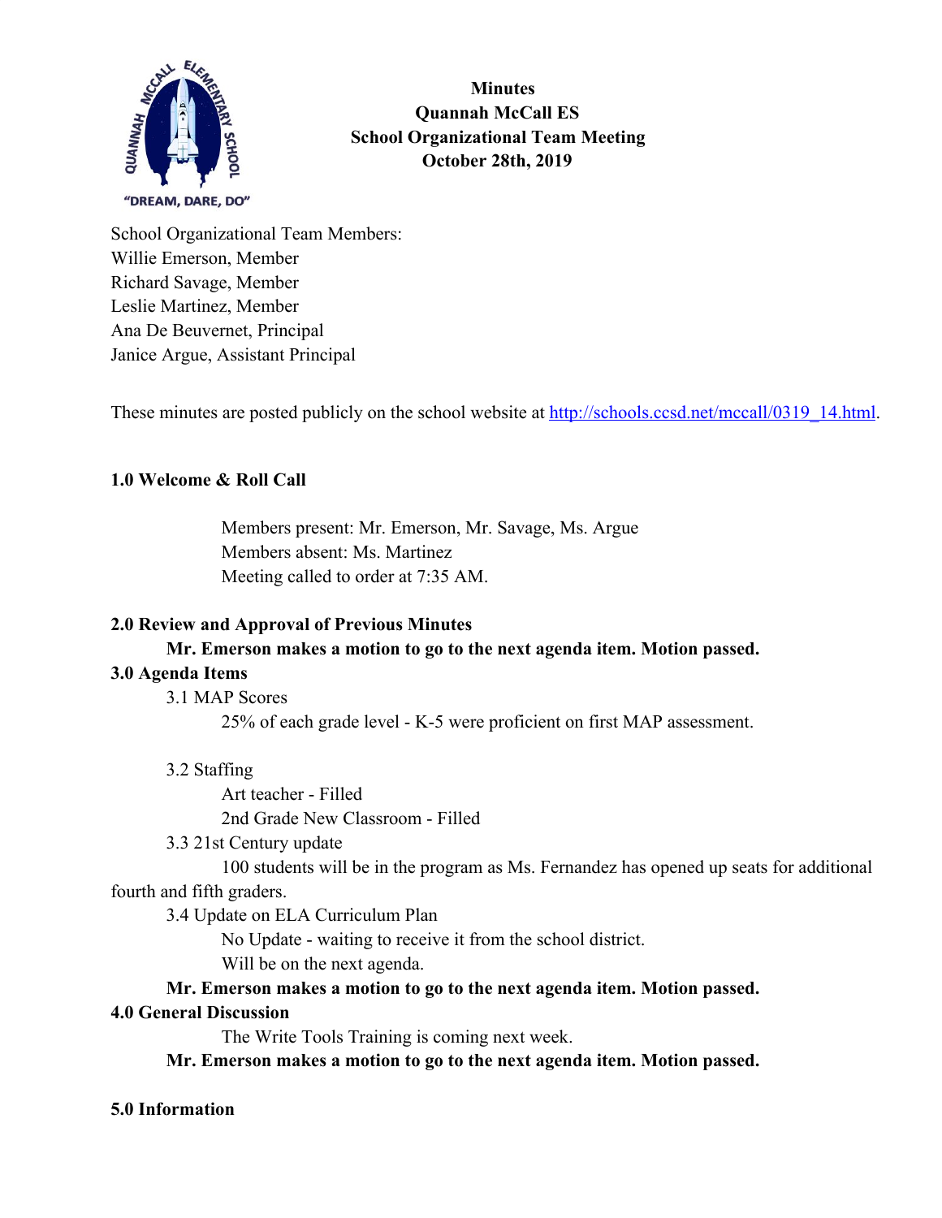**Minutes**
**Quannah McCall ES**
**School Organizational Team Meeting**
**October 28th, 2019**

"DREAM, DARE, DO"

School Organizational Team Members:
Willie Emerson, Member
Richard Savage, Member
Leslie Martinez, Member
Ana De Beuvernet, Principal
Janice Argue, Assistant Principal

These minutes are posted publicly on the school website at [http://schools.ccsd.net/mccall/0319_14.html](http://schools.ccsd.net/mccall/0319_14.html).

## 1.0 Welcome & Roll Call

Members present: Mr. Emerson, Mr. Savage, Ms. Argue
Members absent: Ms. Martinez
Meeting called to order at 7:35 AM.

## 2.0 Review and Approval of Previous Minutes

**Mr. Emerson makes a motion to go to the next agenda item. Motion passed.**

## 3.0 Agenda Items

3.1 MAP Scores

25% of each grade level - K-5 were proficient on first MAP assessment.

3.2 Staffing

Art teacher - Filled
2nd Grade New Classroom - Filled

3.3 21st Century update

100 students will be in the program as Ms. Fernandez has opened up seats for additional fourth and fifth graders.

3.4 Update on ELA Curriculum Plan

No Update - waiting to receive it from the school district.
Will be on the next agenda.

**Mr. Emerson makes a motion to go to the next agenda item. Motion passed.**

## 4.0 General Discussion

The Write Tools Training is coming next week.

**Mr. Emerson makes a motion to go to the next agenda item. Motion passed.**

## 5.0 Information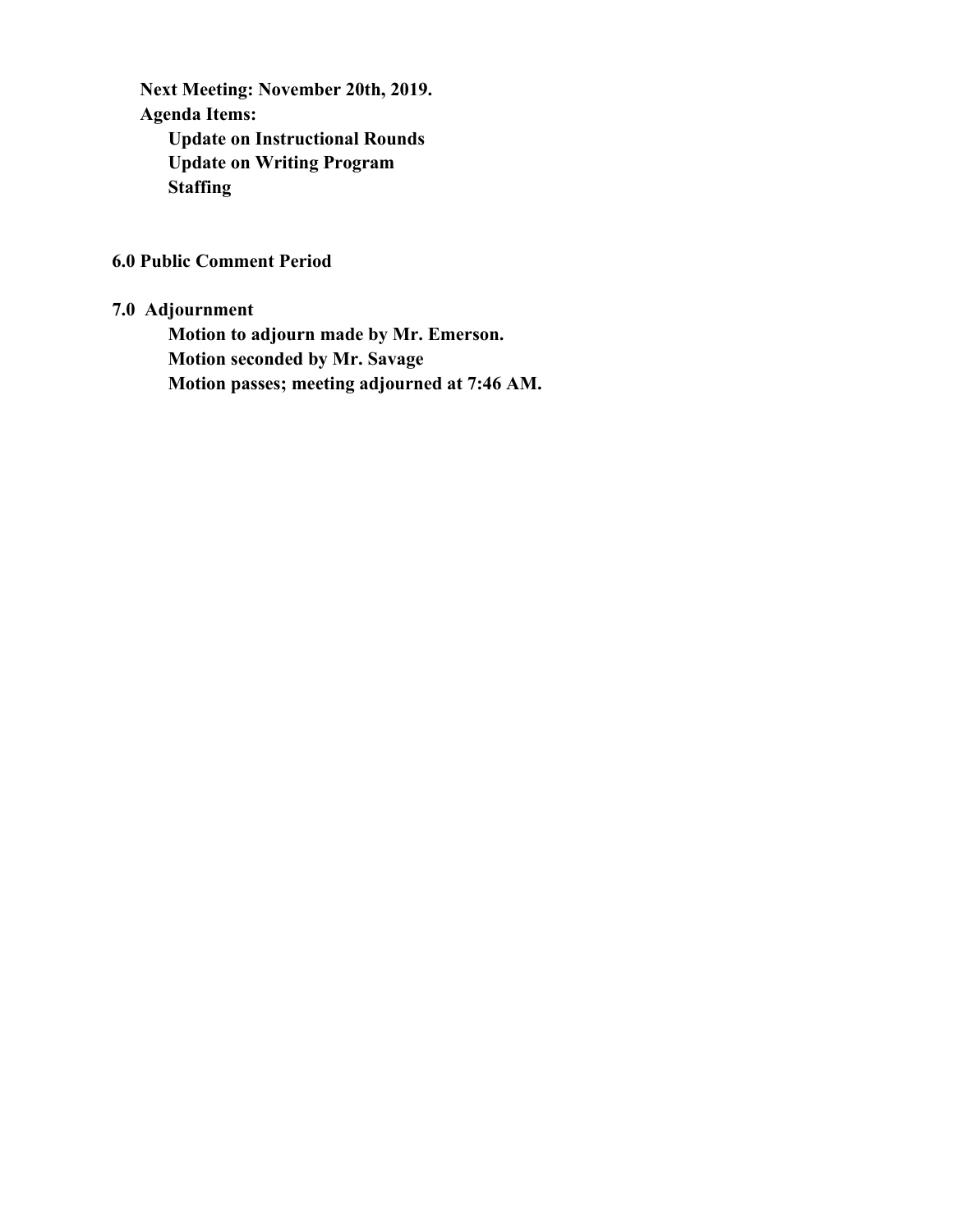**Next Meeting: November 20th, 2019.**

**Agenda Items:**

- **Update on Instructional Rounds**
- **Update on Writing Program**
- **Staffing**

## 6.0 Public Comment Period

## 7.0 Adjournment

**Motion to adjourn made by Mr. Emerson.**

**Motion seconded by Mr. Savage**

**Motion passes; meeting adjourned at 7:46 AM.**